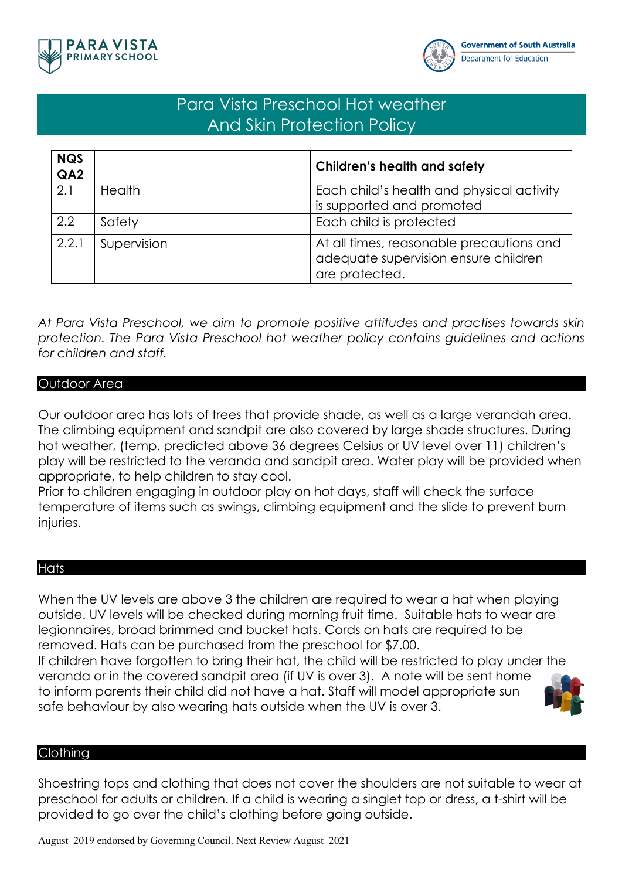# Para Vista Preschool Hot weather And Skin Protection Policy

| NQS QA2 | | Children's health and safety |
|---|---|---|
| 2.1 | Health | Each child's health and physical activity is supported and promoted |
| 2.2 | Safety | Each child is protected |
| 2.2.1 | Supervision | At all times, reasonable precautions and adequate supervision ensure children are protected. |

*At Para Vista Preschool, we aim to promote positive attitudes and practises towards skin protection. The Para Vista Preschool hot weather policy contains guidelines and actions for children and staff.*

## Outdoor Area

Our outdoor area has lots of trees that provide shade, as well as a large verandah area. The climbing equipment and sandpit are also covered by large shade structures. During hot weather, (temp. predicted above 36 degrees Celsius or UV level over 11) children's play will be restricted to the veranda and sandpit area. Water play will be provided when appropriate, to help children to stay cool.

Prior to children engaging in outdoor play on hot days, staff will check the surface temperature of items such as swings, climbing equipment and the slide to prevent burn injuries.

## Hats

When the UV levels are above 3 the children are required to wear a hat when playing outside. UV levels will be checked during morning fruit time. Suitable hats to wear are legionnaires, broad brimmed and bucket hats. Cords on hats are required to be removed. Hats can be purchased from the preschool for $7.00.

If children have forgotten to bring their hat, the child will be restricted to play under the veranda or in the covered sandpit area (if UV is over 3). A note will be sent home to inform parents their child did not have a hat. Staff will model appropriate sun safe behaviour by also wearing hats outside when the UV is over 3.

## Clothing

Shoestring tops and clothing that does not cover the shoulders are not suitable to wear at preschool for adults or children. If a child is wearing a singlet top or dress, a t-shirt will be provided to go over the child's clothing before going outside.

August 2019 endorsed by Governing Council. Next Review August 2021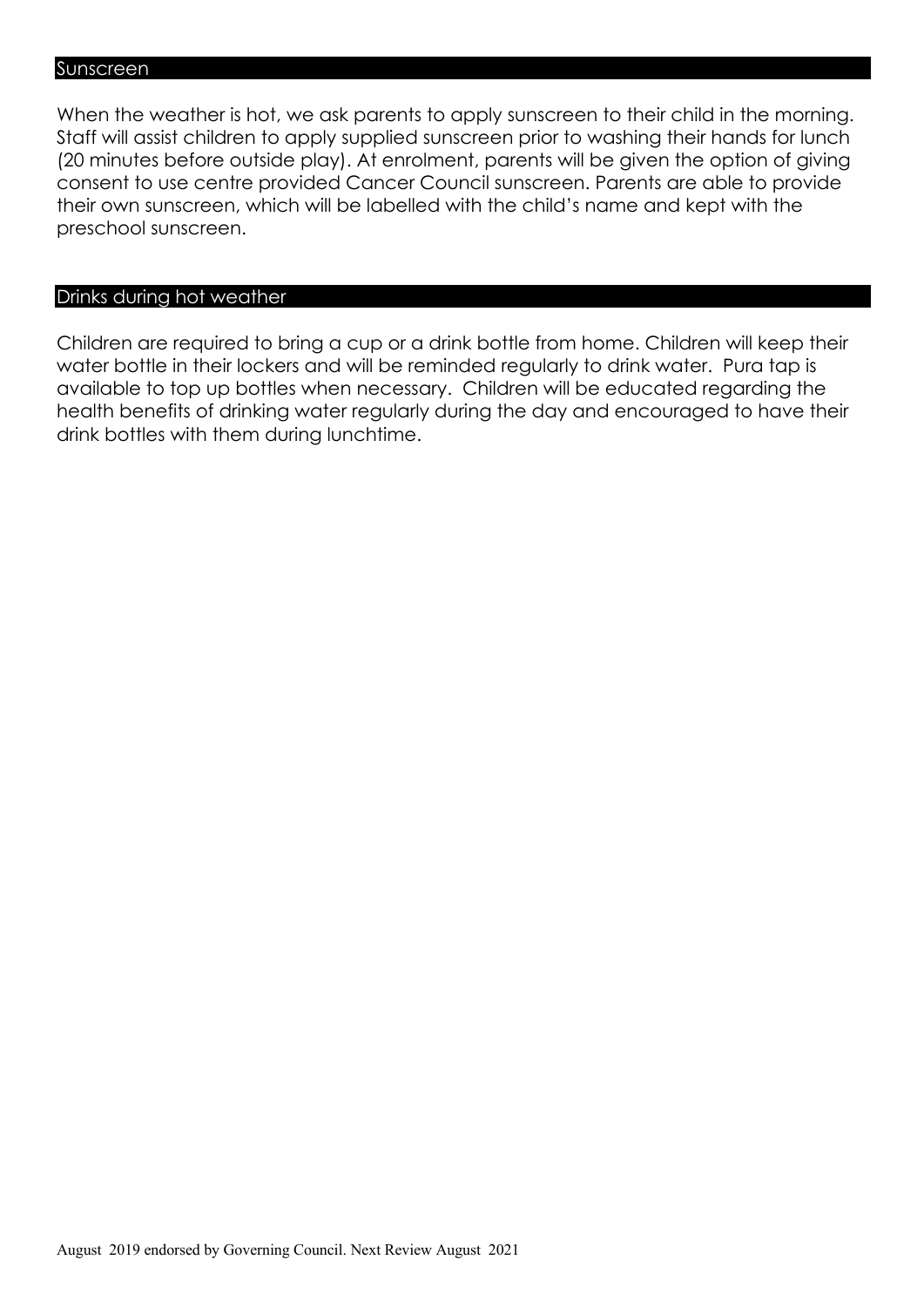## Sunscreen

When the weather is hot, we ask parents to apply sunscreen to their child in the morning. Staff will assist children to apply supplied sunscreen prior to washing their hands for lunch (20 minutes before outside play). At enrolment, parents will be given the option of giving consent to use centre provided Cancer Council sunscreen. Parents are able to provide their own sunscreen, which will be labelled with the child's name and kept with the preschool sunscreen.

## Drinks during hot weather

Children are required to bring a cup or a drink bottle from home. Children will keep their water bottle in their lockers and will be reminded regularly to drink water. Pura tap is available to top up bottles when necessary. Children will be educated regarding the health benefits of drinking water regularly during the day and encouraged to have their drink bottles with them during lunchtime.

August 2019 endorsed by Governing Council. Next Review August 2021